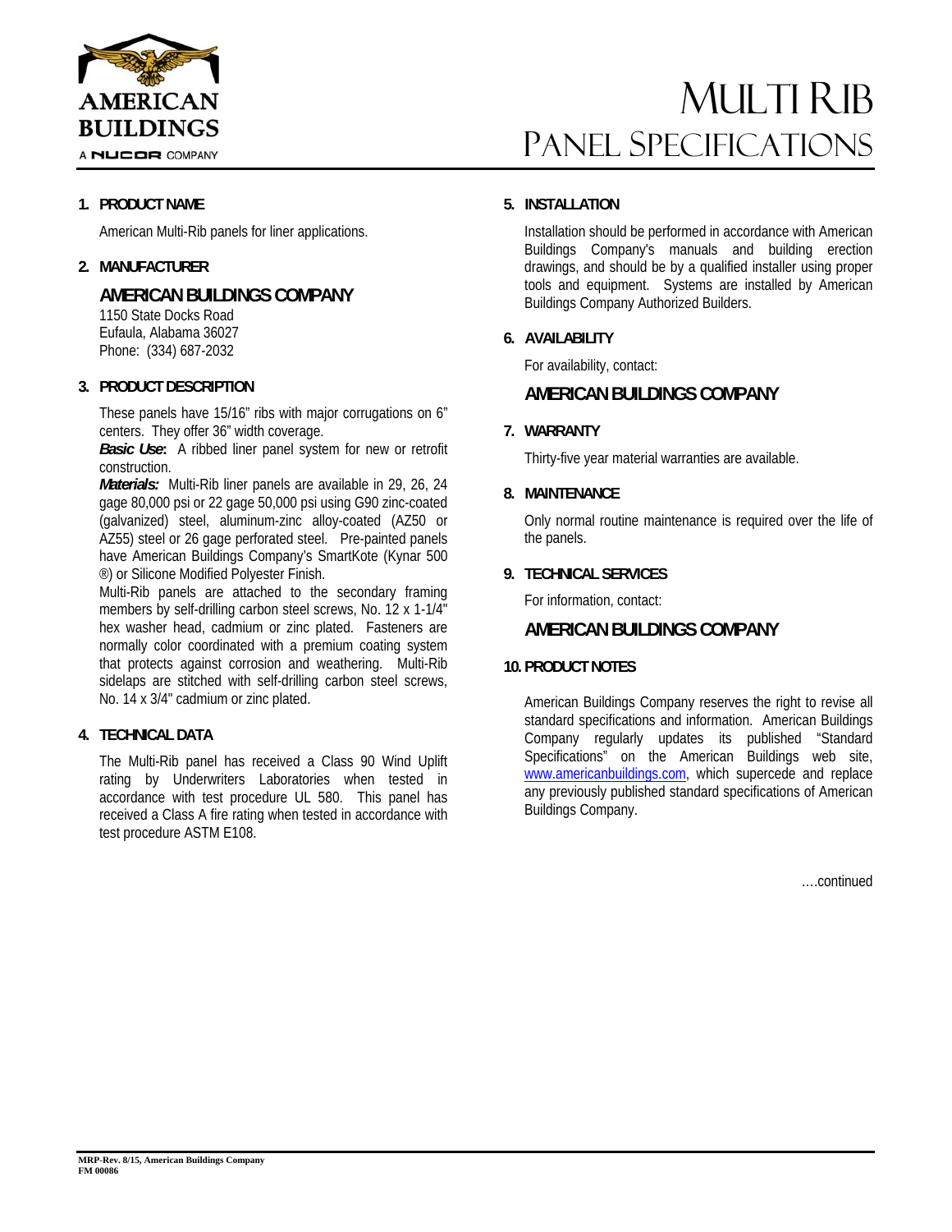AMERICAN BUILDINGS

A NUCOR COMPANY

# MULTI RIB PANEL SPECIFICATIONS

## 1. PRODUCT NAME

American Multi-Rib panels for liner applications.

## 2. MANUFACTURER

### AMERICAN BUILDINGS COMPANY

1150 State Docks Road
Eufaula, Alabama 36027
Phone: (334) 687-2032

## 3. PRODUCT DESCRIPTION

These panels have 15/16" ribs with major corrugations on 6" centers. They offer 36" width coverage.

***Basic Use*:** A ribbed liner panel system for new or retrofit construction.

***Materials:*** Multi-Rib liner panels are available in 29, 26, 24 gage 80,000 psi or 22 gage 50,000 psi using G90 zinc-coated (galvanized) steel, aluminum-zinc alloy-coated (AZ50 or AZ55) steel or 26 gage perforated steel. Pre-painted panels have American Buildings Company's SmartKote (Kynar 500 ®) or Silicone Modified Polyester Finish.

Multi-Rib panels are attached to the secondary framing members by self-drilling carbon steel screws, No. 12 x 1-1/4" hex washer head, cadmium or zinc plated. Fasteners are normally color coordinated with a premium coating system that protects against corrosion and weathering. Multi-Rib sidelaps are stitched with self-drilling carbon steel screws, No. 14 x 3/4" cadmium or zinc plated.

## 4. TECHNICAL DATA

The Multi-Rib panel has received a Class 90 Wind Uplift rating by Underwriters Laboratories when tested in accordance with test procedure UL 580. This panel has received a Class A fire rating when tested in accordance with test procedure ASTM E108.

## 5. INSTALLATION

Installation should be performed in accordance with American Buildings Company's manuals and building erection drawings, and should be by a qualified installer using proper tools and equipment. Systems are installed by American Buildings Company Authorized Builders.

## 6. AVAILABILITY

For availability, contact:

### AMERICAN BUILDINGS COMPANY

## 7. WARRANTY

Thirty-five year material warranties are available.

## 8. MAINTENANCE

Only normal routine maintenance is required over the life of the panels.

## 9. TECHNICAL SERVICES

For information, contact:

### AMERICAN BUILDINGS COMPANY

## 10. PRODUCT NOTES

American Buildings Company reserves the right to revise all standard specifications and information. American Buildings Company regularly updates its published "Standard Specifications" on the American Buildings web site, www.americanbuildings.com, which supercede and replace any previously published standard specifications of American Buildings Company.

….continued

MRP-Rev. 8/15, American Buildings Company
FM 00086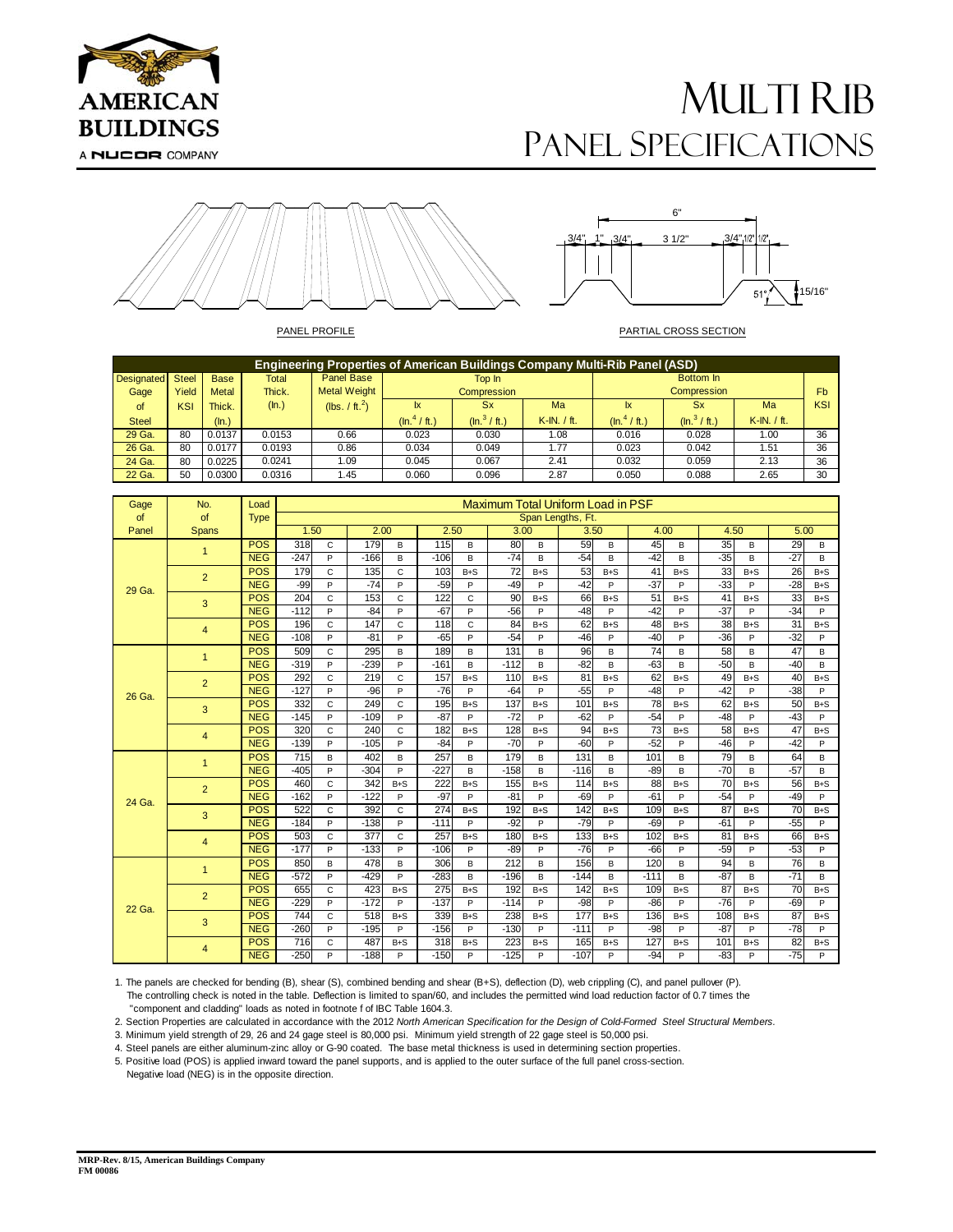# MULTI RIB PANEL SPECIFICATIONS

AMERICAN BUILDINGS
A NUCOR COMPANY

6"

3/4" 1" 3/4" 3 1/2" 3/4" 1/2" 1/2"

51°

15/16"

PANEL PROFILE

PARTIAL CROSS SECTION

**Engineering Properties of American Buildings Company Multi-Rib Panel (ASD)**

| Designated Gage of Steel | Steel Yield KSI | Base Metal Thick. (In.) | Total Thick. (In.) | Panel Base Metal Weight (lbs. / ft.$^2$) | Top In Compression Ix (In.$^4$ / ft.) | Top In Compression Sx (In.$^3$ / ft.) | Top In Compression Ma K-IN. / ft. | Bottom In Compression Ix (In.$^4$ / ft.) | Bottom In Compression Sx (In.$^3$ / ft.) | Bottom In Compression Ma K-IN. / ft. | Fb KSI |
|---|---|---|---|---|---|---|---|---|---|---|---|
| 29 Ga. | 80 | 0.0137 | 0.0153 | 0.66 | 0.023 | 0.030 | 1.08 | 0.016 | 0.028 | 1.00 | 36 |
| 26 Ga. | 80 | 0.0177 | 0.0193 | 0.86 | 0.034 | 0.049 | 1.77 | 0.023 | 0.042 | 1.51 | 36 |
| 24 Ga. | 80 | 0.0225 | 0.0241 | 1.09 | 0.045 | 0.067 | 2.41 | 0.032 | 0.059 | 2.13 | 36 |
| 22 Ga. | 50 | 0.0300 | 0.0316 | 1.45 | 0.060 | 0.096 | 2.87 | 0.050 | 0.088 | 2.65 | 30 |

**Maximum Total Uniform Load in PSF**

| Gage of Panel | No. of Spans | Load Type | 1.50 | | 2.00 | | 2.50 | | 3.00 | | 3.50 | | 4.00 | | 4.50 | | 5.00 | |
|---|---|---|---|---|---|---|---|---|---|---|---|---|---|---|---|---|---|---|
| 29 Ga. | 1 | POS | 318 | C | 179 | B | 115 | B | 80 | B | 59 | B | 45 | B | 35 | B | 29 | B |
| | | NEG | -247 | P | -166 | B | -106 | B | -74 | B | -54 | B | -42 | B | -35 | B | -27 | B |
| | 2 | POS | 179 | C | 135 | C | 103 | B+S | 72 | B+S | 53 | B+S | 41 | B+S | 33 | B+S | 26 | B+S |
| | | NEG | -99 | P | -74 | P | -59 | P | -49 | P | -42 | P | -37 | P | -33 | P | -28 | B+S |
| | 3 | POS | 204 | C | 153 | C | 122 | C | 90 | B+S | 66 | B+S | 51 | B+S | 41 | B+S | 33 | B+S |
| | | NEG | -112 | P | -84 | P | -67 | P | -56 | P | -48 | P | -42 | P | -37 | P | -34 | P |
| | 4 | POS | 196 | C | 147 | C | 118 | C | 84 | B+S | 62 | B+S | 48 | B+S | 38 | B+S | 31 | B+S |
| | | NEG | -108 | P | -81 | P | -65 | P | -54 | P | -46 | P | -40 | P | -36 | P | -32 | P |
| 26 Ga. | 1 | POS | 509 | C | 295 | B | 189 | B | 131 | B | 96 | B | 74 | B | 58 | B | 47 | B |
| | | NEG | -319 | P | -239 | P | -161 | B | -112 | B | -82 | B | -63 | B | -50 | B | -40 | B |
| | 2 | POS | 292 | C | 219 | C | 157 | B+S | 110 | B+S | 81 | B+S | 62 | B+S | 49 | B+S | 40 | B+S |
| | | NEG | -127 | P | -96 | P | -76 | P | -64 | P | -55 | P | -48 | P | -42 | P | -38 | P |
| | 3 | POS | 332 | C | 249 | C | 195 | B+S | 137 | B+S | 101 | B+S | 78 | B+S | 62 | B+S | 50 | B+S |
| | | NEG | -145 | P | -109 | P | -87 | P | -72 | P | -62 | P | -54 | P | -48 | P | -43 | P |
| | 4 | POS | 320 | C | 240 | C | 182 | B+S | 128 | B+S | 94 | B+S | 73 | B+S | 58 | B+S | 47 | B+S |
| | | NEG | -139 | P | -105 | P | -84 | P | -70 | P | -60 | P | -52 | P | -46 | P | -42 | P |
| 24 Ga. | 1 | POS | 715 | B | 402 | B | 257 | B | 179 | B | 131 | B | 101 | B | 79 | B | 64 | B |
| | | NEG | -405 | P | -304 | P | -227 | B | -158 | B | -116 | B | -89 | B | -70 | B | -57 | B |
| | 2 | POS | 460 | C | 342 | B+S | 222 | B+S | 155 | B+S | 114 | B+S | 88 | B+S | 70 | B+S | 56 | B+S |
| | | NEG | -162 | P | -122 | P | -97 | P | -81 | P | -69 | P | -61 | P | -54 | P | -49 | P |
| | 3 | POS | 522 | C | 392 | C | 274 | B+S | 192 | B+S | 142 | B+S | 109 | B+S | 87 | B+S | 70 | B+S |
| | | NEG | -184 | P | -138 | P | -111 | P | -92 | P | -79 | P | -69 | P | -61 | P | -55 | P |
| | 4 | POS | 503 | C | 377 | C | 257 | B+S | 180 | B+S | 133 | B+S | 102 | B+S | 81 | B+S | 66 | B+S |
| | | NEG | -177 | P | -133 | P | -106 | P | -89 | P | -76 | P | -66 | P | -59 | P | -53 | P |
| 22 Ga. | 1 | POS | 850 | B | 478 | B | 306 | B | 212 | B | 156 | B | 120 | B | 94 | B | 76 | B |
| | | NEG | -572 | P | -429 | P | -283 | B | -196 | B | -144 | B | -111 | B | -87 | B | -71 | B |
| | 2 | POS | 655 | C | 423 | B+S | 275 | B+S | 192 | B+S | 142 | B+S | 109 | B+S | 87 | B+S | 70 | B+S |
| | | NEG | -229 | P | -172 | P | -137 | P | -114 | P | -98 | P | -86 | P | -76 | P | -69 | P |
| | 3 | POS | 744 | C | 518 | B+S | 339 | B+S | 238 | B+S | 177 | B+S | 136 | B+S | 108 | B+S | 87 | B+S |
| | | NEG | -260 | P | -195 | P | -156 | P | -130 | P | -111 | P | -98 | P | -87 | P | -78 | P |
| | 4 | POS | 716 | C | 487 | B+S | 318 | B+S | 223 | B+S | 165 | B+S | 127 | B+S | 101 | B+S | 82 | B+S |
| | | NEG | -250 | P | -188 | P | -150 | P | -125 | P | -107 | P | -94 | P | -83 | P | -75 | P |

(Span Lengths, Ft.)

1. The panels are checked for bending (B), shear (S), combined bending and shear (B+S), deflection (D), web crippling (C), and panel pullover (P). The controlling check is noted in the table. Deflection is limited to span/60, and includes the permitted wind load reduction factor of 0.7 times the "component and cladding" loads as noted in footnote f of IBC Table 1604.3.
2. Section Properties are calculated in accordance with the 2012 *North American Specification for the Design of Cold-Formed Steel Structural Members*.
3. Minimum yield strength of 29, 26 and 24 gage steel is 80,000 psi. Minimum yield strength of 22 gage steel is 50,000 psi.
4. Steel panels are either aluminum-zinc alloy or G-90 coated. The base metal thickness is used in determining section properties.
5. Positive load (POS) is applied inward toward the panel supports, and is applied to the outer surface of the full panel cross-section. Negative load (NEG) is in the opposite direction.

**MRP-Rev. 8/15, American Buildings Company**
**FM 00086**